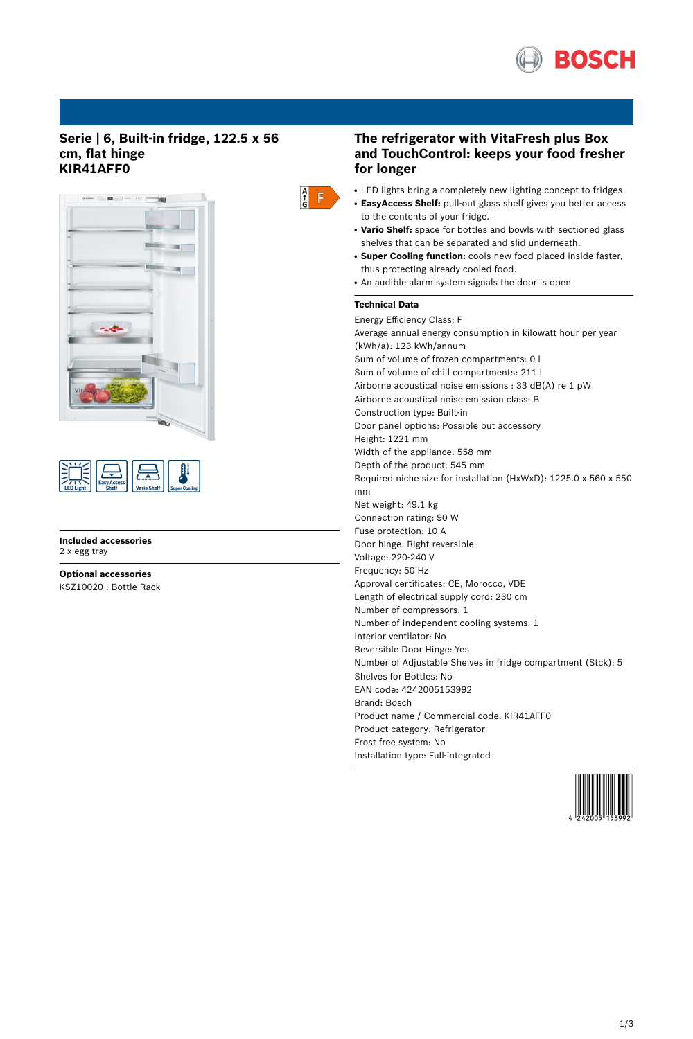# Serie | 6, Built-in fridge, 122.5 x 56 cm, flat hinge
# KIR41AFF0

## Included accessories

2 x egg tray

## Optional accessories

KSZ10020 : Bottle Rack

## The refrigerator with VitaFresh plus Box and TouchControl: keeps your food fresher for longer

- LED lights bring a completely new lighting concept to fridges
- **EasyAccess Shelf:** pull-out glass shelf gives you better access to the contents of your fridge.
- **Vario Shelf:** space for bottles and bowls with sectioned glass shelves that can be separated and slid underneath.
- **Super Cooling function:** cools new food placed inside faster, thus protecting already cooled food.
- An audible alarm system signals the door is open

## Technical Data

Energy Efficiency Class: F
Average annual energy consumption in kilowatt hour per year (kWh/a): 123 kWh/annum
Sum of volume of frozen compartments: 0 l
Sum of volume of chill compartments: 211 l
Airborne acoustical noise emissions : 33 dB(A) re 1 pW
Airborne acoustical noise emission class: B
Construction type: Built-in
Door panel options: Possible but accessory
Height: 1221 mm
Width of the appliance: 558 mm
Depth of the product: 545 mm
Required niche size for installation (HxWxD): 1225.0 x 560 x 550 mm
Net weight: 49.1 kg
Connection rating: 90 W
Fuse protection: 10 A
Door hinge: Right reversible
Voltage: 220-240 V
Frequency: 50 Hz
Approval certificates: CE, Morocco, VDE
Length of electrical supply cord: 230 cm
Number of compressors: 1
Number of independent cooling systems: 1
Interior ventilator: No
Reversible Door Hinge: Yes
Number of Adjustable Shelves in fridge compartment (Stck): 5
Shelves for Bottles: No
EAN code: 4242005153992
Brand: Bosch
Product name / Commercial code: KIR41AFF0
Product category: Refrigerator
Frost free system: No
Installation type: Full-integrated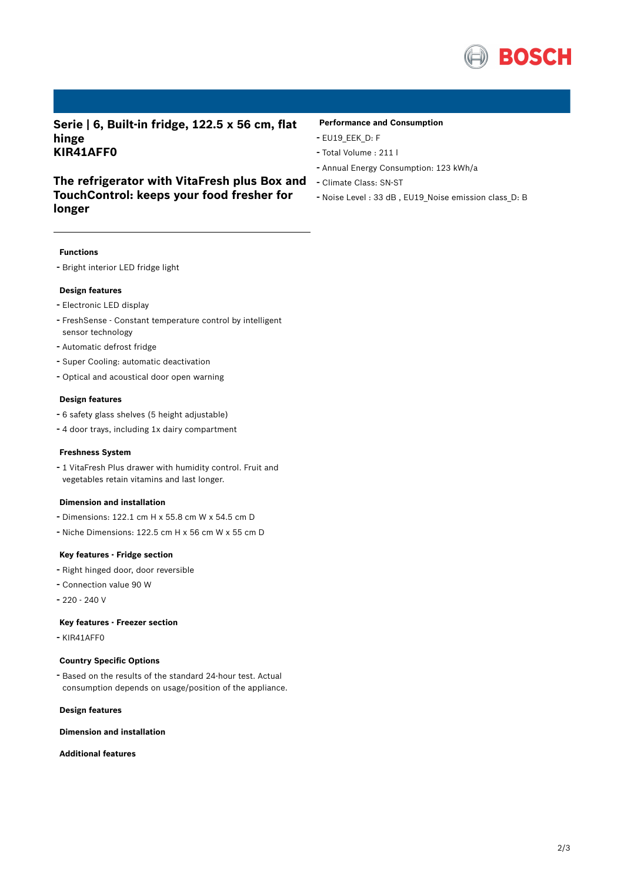# Serie | 6, Built-in fridge, 122.5 x 56 cm, flat hinge
# KIR41AFF0

## The refrigerator with VitaFresh plus Box and TouchControl: keeps your food fresher for longer

### Performance and Consumption

- EU19_EEK_D: F
- Total Volume : 211 l
- Annual Energy Consumption: 123 kWh/a
- Climate Class: SN-ST
- Noise Level : 33 dB , EU19_Noise emission class_D: B

### Functions

- Bright interior LED fridge light

### Design features

- Electronic LED display
- FreshSense - Constant temperature control by intelligent sensor technology
- Automatic defrost fridge
- Super Cooling: automatic deactivation
- Optical and acoustical door open warning

### Design features

- 6 safety glass shelves (5 height adjustable)
- 4 door trays, including 1x dairy compartment

### Freshness System

- 1 VitaFresh Plus drawer with humidity control. Fruit and vegetables retain vitamins and last longer.

### Dimension and installation

- Dimensions: 122.1 cm H x 55.8 cm W x 54.5 cm D
- Niche Dimensions: 122.5 cm H x 56 cm W x 55 cm D

### Key features - Fridge section

- Right hinged door, door reversible
- Connection value 90 W
- 220 - 240 V

### Key features - Freezer section

- KIR41AFF0

### Country Specific Options

- Based on the results of the standard 24-hour test. Actual consumption depends on usage/position of the appliance.

### Design features

### Dimension and installation

### Additional features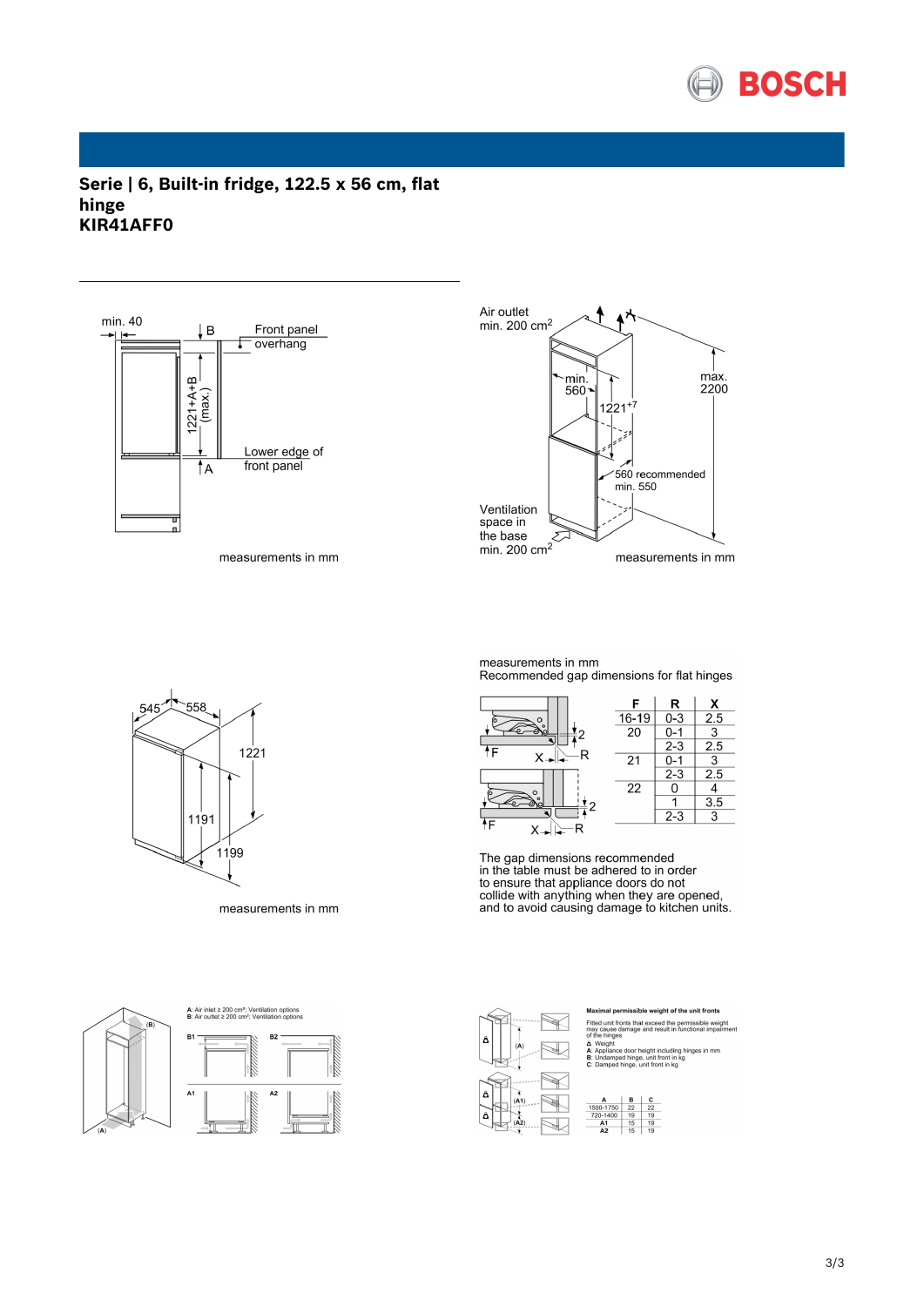# Serie | 6, Built-in fridge, 122.5 x 56 cm, flat hinge
## KIR41AFF0

min. 40
B
Front panel overhang
1221+A+B (max.)
Lower edge of front panel
A

measurements in mm

Air outlet min. 200 cm²
min. 560
1221+7
max. 2200
560 recommended min. 550
Ventilation space in the base min. 200 cm²

measurements in mm

545
558
1221
1191
1199

measurements in mm

measurements in mm
Recommended gap dimensions for flat hinges

| F | R | X |
|---|---|---|
| 16-19 | 0-3 | 2.5 |
| 20 | 0-1 | 3 |
| | 2-3 | 2.5 |
| 21 | 0-1 | 3 |
| | 2-3 | 2.5 |
| 22 | 0 | 4 |
| | 1 | 3.5 |
| | 2-3 | 3 |

The gap dimensions recommended in the table must be adhered to in order to ensure that appliance doors do not collide with anything when they are opened, and to avoid causing damage to kitchen units.

A: Air inlet ≥ 200 cm²; Ventilation options
B: Air outlet ≥ 200 cm²; Ventilation options

B1 B2 A1 A2

**Maximal permissible weight of the unit fronts**

Fitted unit fronts that exceed the permissible weight may cause damage and result in functional impairment of the hinges
Weight
A: Appliance door height including hinges in mm
B: Undamped hinge, unit front in kg
C: Damped hinge, unit front in kg

| A | B | C |
|---|---|---|
| 1500-1750 | 22 | 22 |
| 720-1400 | 19 | 19 |
| A1 | 15 | 19 |
| A2 | 15 | 19 |